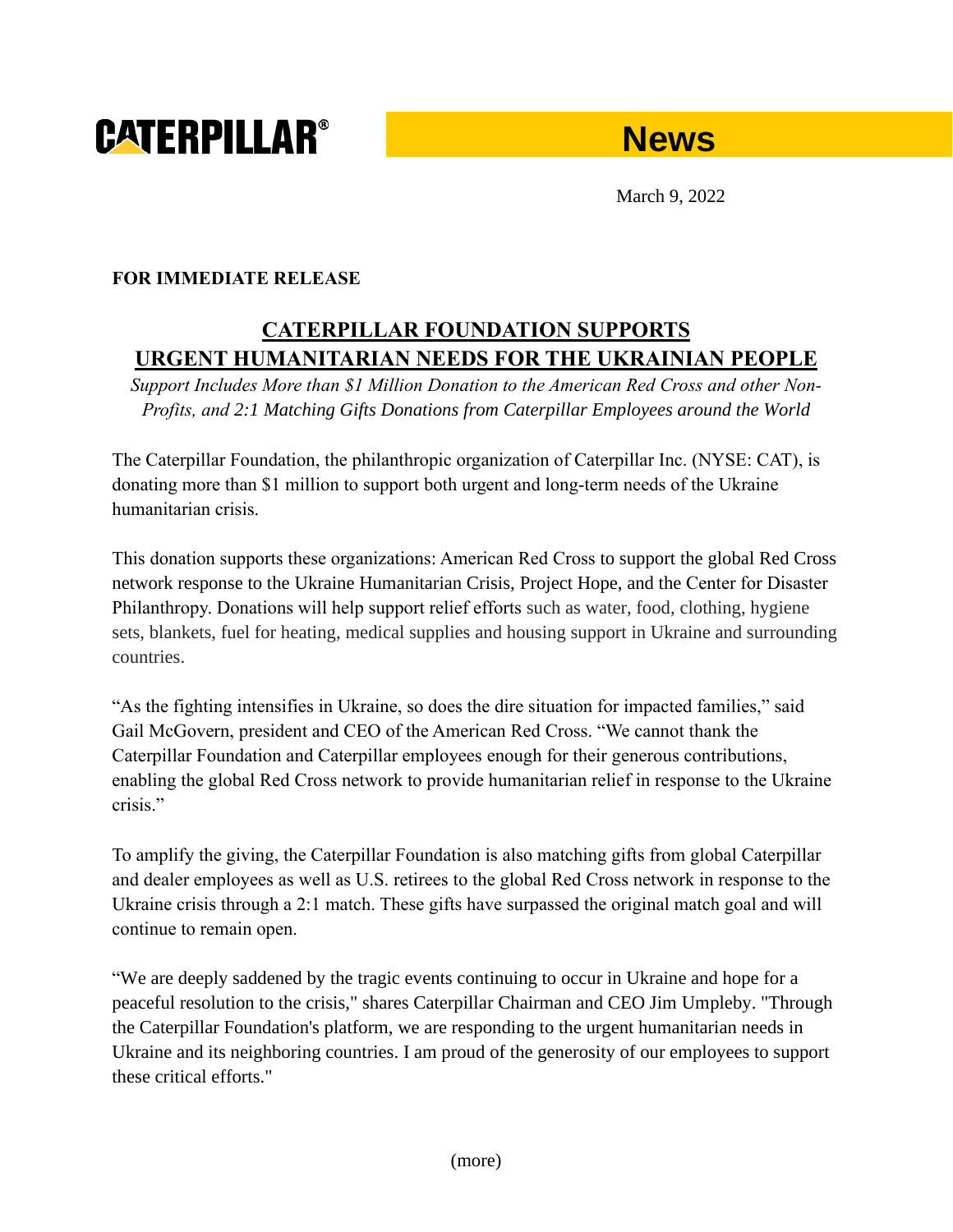**CATERPILLAR®** **News**

March 9, 2022

**FOR IMMEDIATE RELEASE**

# CATERPILLAR FOUNDATION SUPPORTS URGENT HUMANITARIAN NEEDS FOR THE UKRAINIAN PEOPLE

*Support Includes More than $1 Million Donation to the American Red Cross and other Non-Profits, and 2:1 Matching Gifts Donations from Caterpillar Employees around the World*

The Caterpillar Foundation, the philanthropic organization of Caterpillar Inc. (NYSE: CAT), is donating more than $1 million to support both urgent and long-term needs of the Ukraine humanitarian crisis.

This donation supports these organizations: American Red Cross to support the global Red Cross network response to the Ukraine Humanitarian Crisis, Project Hope, and the Center for Disaster Philanthropy. Donations will help support relief efforts such as water, food, clothing, hygiene sets, blankets, fuel for heating, medical supplies and housing support in Ukraine and surrounding countries.

"As the fighting intensifies in Ukraine, so does the dire situation for impacted families," said Gail McGovern, president and CEO of the American Red Cross. "We cannot thank the Caterpillar Foundation and Caterpillar employees enough for their generous contributions, enabling the global Red Cross network to provide humanitarian relief in response to the Ukraine crisis."

To amplify the giving, the Caterpillar Foundation is also matching gifts from global Caterpillar and dealer employees as well as U.S. retirees to the global Red Cross network in response to the Ukraine crisis through a 2:1 match. These gifts have surpassed the original match goal and will continue to remain open.

"We are deeply saddened by the tragic events continuing to occur in Ukraine and hope for a peaceful resolution to the crisis," shares Caterpillar Chairman and CEO Jim Umpleby. "Through the Caterpillar Foundation's platform, we are responding to the urgent humanitarian needs in Ukraine and its neighboring countries. I am proud of the generosity of our employees to support these critical efforts."

(more)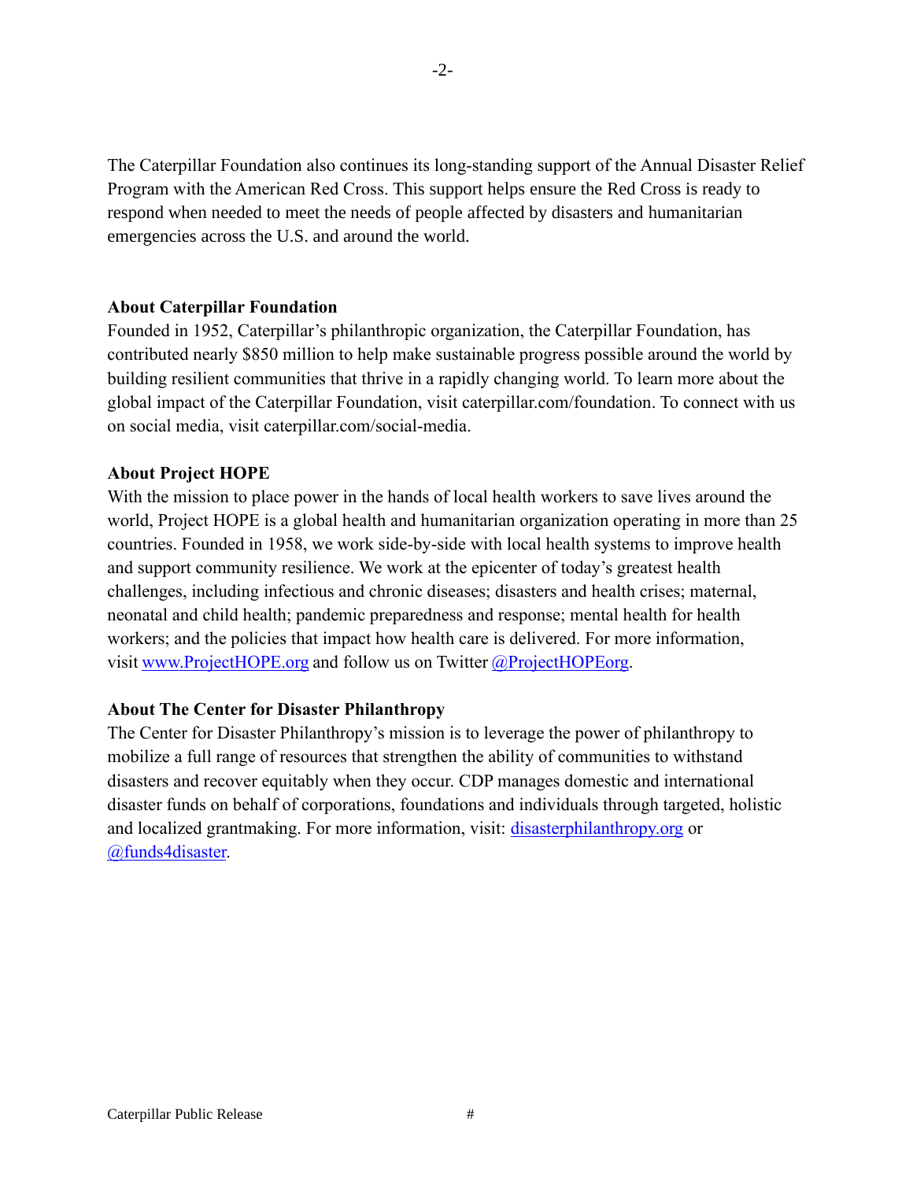The Caterpillar Foundation also continues its long-standing support of the Annual Disaster Relief Program with the American Red Cross. This support helps ensure the Red Cross is ready to respond when needed to meet the needs of people affected by disasters and humanitarian emergencies across the U.S. and around the world.

**About Caterpillar Foundation**

Founded in 1952, Caterpillar's philanthropic organization, the Caterpillar Foundation, has contributed nearly $850 million to help make sustainable progress possible around the world by building resilient communities that thrive in a rapidly changing world. To learn more about the global impact of the Caterpillar Foundation, visit caterpillar.com/foundation. To connect with us on social media, visit caterpillar.com/social-media.

**About Project HOPE**

With the mission to place power in the hands of local health workers to save lives around the world, Project HOPE is a global health and humanitarian organization operating in more than 25 countries. Founded in 1958, we work side-by-side with local health systems to improve health and support community resilience. We work at the epicenter of today's greatest health challenges, including infectious and chronic diseases; disasters and health crises; maternal, neonatal and child health; pandemic preparedness and response; mental health for health workers; and the policies that impact how health care is delivered. For more information, visit www.ProjectHOPE.org and follow us on Twitter @ProjectHOPEorg.

**About The Center for Disaster Philanthropy**

The Center for Disaster Philanthropy's mission is to leverage the power of philanthropy to mobilize a full range of resources that strengthen the ability of communities to withstand disasters and recover equitably when they occur. CDP manages domestic and international disaster funds on behalf of corporations, foundations and individuals through targeted, holistic and localized grantmaking. For more information, visit: disasterphilanthropy.org or @funds4disaster.

#